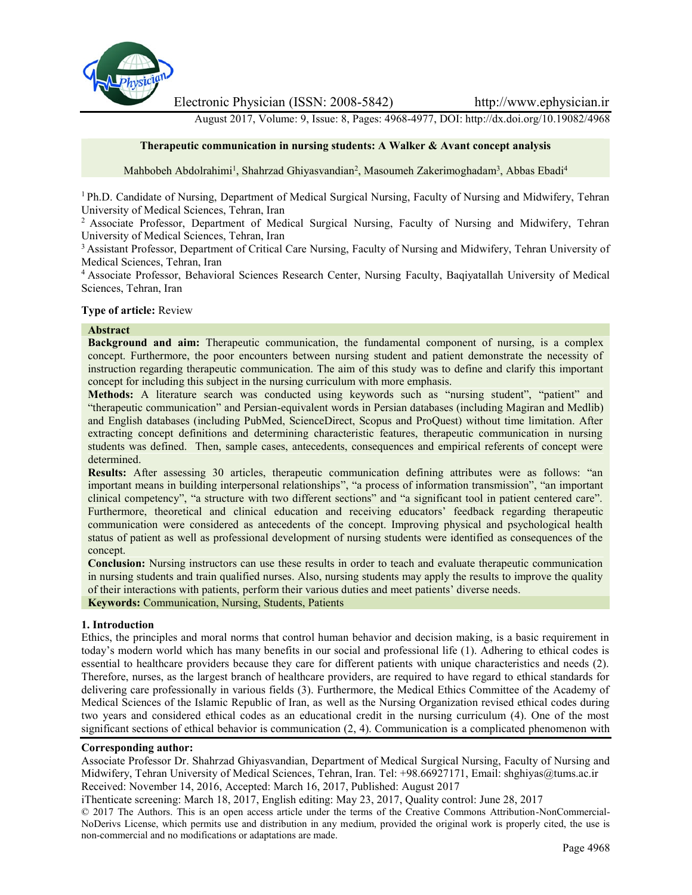Electronic Physician (ISSN: 2008-5842) http://www.ephysician.ir

August 2017, Volume: 9, Issue: 8, Pages: 4968-4977, DOI: http://dx.doi.org/10.19082/4968

# Therapeutic communication in nursing students: A Walker & Avant concept analysis

Mahbobeh Abdolrahimi[1], Shahrzad Ghiyasvandian[2], Masoumeh Zakerimoghadam[3], Abbas Ebadi[4]

[1] Ph.D. Candidate of Nursing, Department of Medical Surgical Nursing, Faculty of Nursing and Midwifery, Tehran University of Medical Sciences, Tehran, Iran

[2] Associate Professor, Department of Medical Surgical Nursing, Faculty of Nursing and Midwifery, Tehran University of Medical Sciences, Tehran, Iran

[3] Assistant Professor, Department of Critical Care Nursing, Faculty of Nursing and Midwifery, Tehran University of Medical Sciences, Tehran, Iran

[4] Associate Professor, Behavioral Sciences Research Center, Nursing Faculty, Baqiyatallah University of Medical Sciences, Tehran, Iran

**Type of article:** Review

## Abstract

**Background and aim:** Therapeutic communication, the fundamental component of nursing, is a complex concept. Furthermore, the poor encounters between nursing student and patient demonstrate the necessity of instruction regarding therapeutic communication. The aim of this study was to define and clarify this important concept for including this subject in the nursing curriculum with more emphasis.

**Methods:** A literature search was conducted using keywords such as "nursing student", "patient" and "therapeutic communication" and Persian-equivalent words in Persian databases (including Magiran and Medlib) and English databases (including PubMed, ScienceDirect, Scopus and ProQuest) without time limitation. After extracting concept definitions and determining characteristic features, therapeutic communication in nursing students was defined. Then, sample cases, antecedents, consequences and empirical referents of concept were determined.

**Results:** After assessing 30 articles, therapeutic communication defining attributes were as follows: "an important means in building interpersonal relationships", "a process of information transmission", "an important clinical competency", "a structure with two different sections" and "a significant tool in patient centered care". Furthermore, theoretical and clinical education and receiving educators' feedback regarding therapeutic communication were considered as antecedents of the concept. Improving physical and psychological health status of patient as well as professional development of nursing students were identified as consequences of the concept.

**Conclusion:** Nursing instructors can use these results in order to teach and evaluate therapeutic communication in nursing students and train qualified nurses. Also, nursing students may apply the results to improve the quality of their interactions with patients, perform their various duties and meet patients' diverse needs.

**Keywords:** Communication, Nursing, Students, Patients

## 1. Introduction

Ethics, the principles and moral norms that control human behavior and decision making, is a basic requirement in today's modern world which has many benefits in our social and professional life (1). Adhering to ethical codes is essential to healthcare providers because they care for different patients with unique characteristics and needs (2). Therefore, nurses, as the largest branch of healthcare providers, are required to have regard to ethical standards for delivering care professionally in various fields (3). Furthermore, the Medical Ethics Committee of the Academy of Medical Sciences of the Islamic Republic of Iran, as well as the Nursing Organization revised ethical codes during two years and considered ethical codes as an educational credit in the nursing curriculum (4). One of the most significant sections of ethical behavior is communication (2, 4). Communication is a complicated phenomenon with

**Corresponding author:**

Associate Professor Dr. Shahrzad Ghiyasvandian, Department of Medical Surgical Nursing, Faculty of Nursing and Midwifery, Tehran University of Medical Sciences, Tehran, Iran. Tel: +98.66927171, Email: shghiyas@tums.ac.ir

Received: November 14, 2016, Accepted: March 16, 2017, Published: August 2017

iThenticate screening: March 18, 2017, English editing: May 23, 2017, Quality control: June 28, 2017

© 2017 The Authors. This is an open access article under the terms of the Creative Commons Attribution-NonCommercial-NoDerivs License, which permits use and distribution in any medium, provided the original work is properly cited, the use is non-commercial and no modifications or adaptations are made.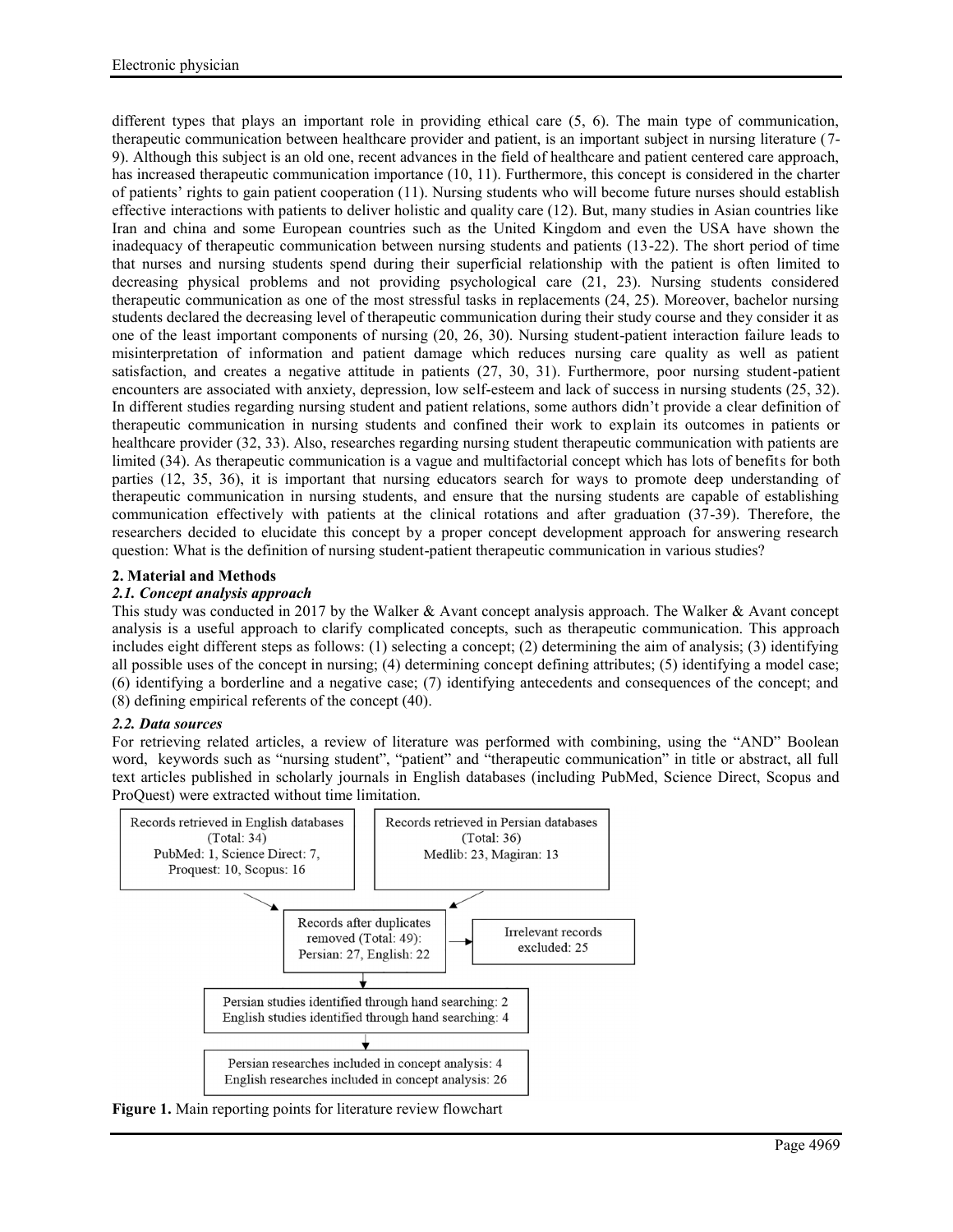different types that plays an important role in providing ethical care (5, 6). The main type of communication, therapeutic communication between healthcare provider and patient, is an important subject in nursing literature (7-9). Although this subject is an old one, recent advances in the field of healthcare and patient centered care approach, has increased therapeutic communication importance (10, 11). Furthermore, this concept is considered in the charter of patients' rights to gain patient cooperation (11). Nursing students who will become future nurses should establish effective interactions with patients to deliver holistic and quality care (12). But, many studies in Asian countries like Iran and china and some European countries such as the United Kingdom and even the USA have shown the inadequacy of therapeutic communication between nursing students and patients (13-22). The short period of time that nurses and nursing students spend during their superficial relationship with the patient is often limited to decreasing physical problems and not providing psychological care (21, 23). Nursing students considered therapeutic communication as one of the most stressful tasks in replacements (24, 25). Moreover, bachelor nursing students declared the decreasing level of therapeutic communication during their study course and they consider it as one of the least important components of nursing (20, 26, 30). Nursing student-patient interaction failure leads to misinterpretation of information and patient damage which reduces nursing care quality as well as patient satisfaction, and creates a negative attitude in patients (27, 30, 31). Furthermore, poor nursing student-patient encounters are associated with anxiety, depression, low self-esteem and lack of success in nursing students (25, 32). In different studies regarding nursing student and patient relations, some authors didn't provide a clear definition of therapeutic communication in nursing students and confined their work to explain its outcomes in patients or healthcare provider (32, 33). Also, researches regarding nursing student therapeutic communication with patients are limited (34). As therapeutic communication is a vague and multifactorial concept which has lots of benefits for both parties (12, 35, 36), it is important that nursing educators search for ways to promote deep understanding of therapeutic communication in nursing students, and ensure that the nursing students are capable of establishing communication effectively with patients at the clinical rotations and after graduation (37-39). Therefore, the researchers decided to elucidate this concept by a proper concept development approach for answering research question: What is the definition of nursing student-patient therapeutic communication in various studies?

## 2. Material and Methods

### *2.1. Concept analysis approach*

This study was conducted in 2017 by the Walker & Avant concept analysis approach. The Walker & Avant concept analysis is a useful approach to clarify complicated concepts, such as therapeutic communication. This approach includes eight different steps as follows: (1) selecting a concept; (2) determining the aim of analysis; (3) identifying all possible uses of the concept in nursing; (4) determining concept defining attributes; (5) identifying a model case; (6) identifying a borderline and a negative case; (7) identifying antecedents and consequences of the concept; and (8) defining empirical referents of the concept (40).

### *2.2. Data sources*

For retrieving related articles, a review of literature was performed with combining, using the "AND" Boolean word, keywords such as "nursing student", "patient" and "therapeutic communication" in title or abstract, all full text articles published in scholarly journals in English databases (including PubMed, Science Direct, Scopus and ProQuest) were extracted without time limitation.

Records retrieved in English databases (Total: 34) PubMed: 1, Science Direct: 7, Proquest: 10, Scopus: 16

Records retrieved in Persian databases (Total: 36) Medlib: 23, Magiran: 13

Records after duplicates removed (Total: 49): Persian: 27, English: 22

Irrelevant records excluded: 25

Persian studies identified through hand searching: 2
English studies identified through hand searching: 4

Persian researches included in concept analysis: 4
English researches included in concept analysis: 26

**Figure 1.** Main reporting points for literature review flowchart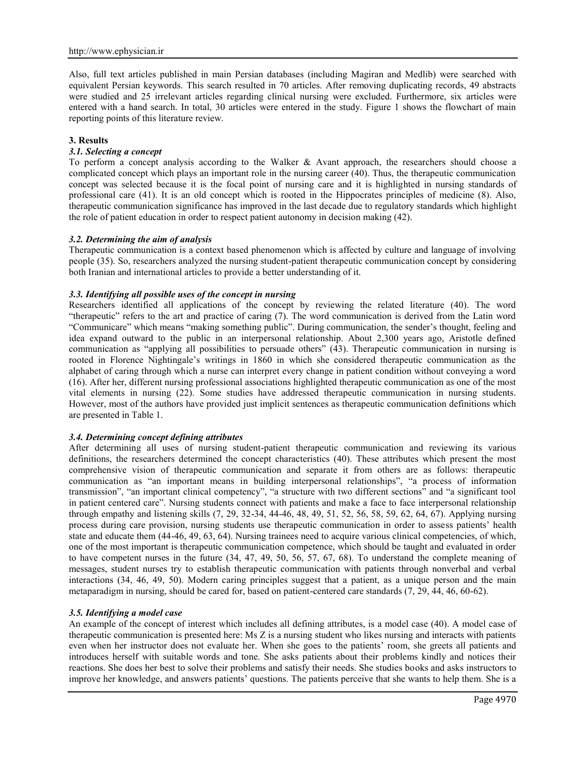Also, full text articles published in main Persian databases (including Magiran and Medlib) were searched with equivalent Persian keywords. This search resulted in 70 articles. After removing duplicating records, 49 abstracts were studied and 25 irrelevant articles regarding clinical nursing were excluded. Furthermore, six articles were entered with a hand search. In total, 30 articles were entered in the study. Figure 1 shows the flowchart of main reporting points of this literature review.

## 3. Results

### *3.1. Selecting a concept*

To perform a concept analysis according to the Walker & Avant approach, the researchers should choose a complicated concept which plays an important role in the nursing career (40). Thus, the therapeutic communication concept was selected because it is the focal point of nursing care and it is highlighted in nursing standards of professional care (41). It is an old concept which is rooted in the Hippocrates principles of medicine (8). Also, therapeutic communication significance has improved in the last decade due to regulatory standards which highlight the role of patient education in order to respect patient autonomy in decision making (42).

### *3.2. Determining the aim of analysis*

Therapeutic communication is a context based phenomenon which is affected by culture and language of involving people (35). So, researchers analyzed the nursing student-patient therapeutic communication concept by considering both Iranian and international articles to provide a better understanding of it.

### *3.3. Identifying all possible uses of the concept in nursing*

Researchers identified all applications of the concept by reviewing the related literature (40). The word "therapeutic" refers to the art and practice of caring (7). The word communication is derived from the Latin word "Communicare" which means "making something public". During communication, the sender's thought, feeling and idea expand outward to the public in an interpersonal relationship. About 2,300 years ago, Aristotle defined communication as "applying all possibilities to persuade others" (43). Therapeutic communication in nursing is rooted in Florence Nightingale's writings in 1860 in which she considered therapeutic communication as the alphabet of caring through which a nurse can interpret every change in patient condition without conveying a word (16). After her, different nursing professional associations highlighted therapeutic communication as one of the most vital elements in nursing (22). Some studies have addressed therapeutic communication in nursing students. However, most of the authors have provided just implicit sentences as therapeutic communication definitions which are presented in Table 1.

### *3.4. Determining concept defining attributes*

After determining all uses of nursing student-patient therapeutic communication and reviewing its various definitions, the researchers determined the concept characteristics (40). These attributes which present the most comprehensive vision of therapeutic communication and separate it from others are as follows: therapeutic communication as "an important means in building interpersonal relationships", "a process of information transmission", "an important clinical competency", "a structure with two different sections" and "a significant tool in patient centered care". Nursing students connect with patients and make a face to face interpersonal relationship through empathy and listening skills (7, 29, 32-34, 44-46, 48, 49, 51, 52, 56, 58, 59, 62, 64, 67). Applying nursing process during care provision, nursing students use therapeutic communication in order to assess patients' health state and educate them (44-46, 49, 63, 64). Nursing trainees need to acquire various clinical competencies, of which, one of the most important is therapeutic communication competence, which should be taught and evaluated in order to have competent nurses in the future (34, 47, 49, 50, 56, 57, 67, 68). To understand the complete meaning of messages, student nurses try to establish therapeutic communication with patients through nonverbal and verbal interactions (34, 46, 49, 50). Modern caring principles suggest that a patient, as a unique person and the main metaparadigm in nursing, should be cared for, based on patient-centered care standards (7, 29, 44, 46, 60-62).

### *3.5. Identifying a model case*

An example of the concept of interest which includes all defining attributes, is a model case (40). A model case of therapeutic communication is presented here: Ms Z is a nursing student who likes nursing and interacts with patients even when her instructor does not evaluate her. When she goes to the patients' room, she greets all patients and introduces herself with suitable words and tone. She asks patients about their problems kindly and notices their reactions. She does her best to solve their problems and satisfy their needs. She studies books and asks instructors to improve her knowledge, and answers patients' questions. The patients perceive that she wants to help them. She is a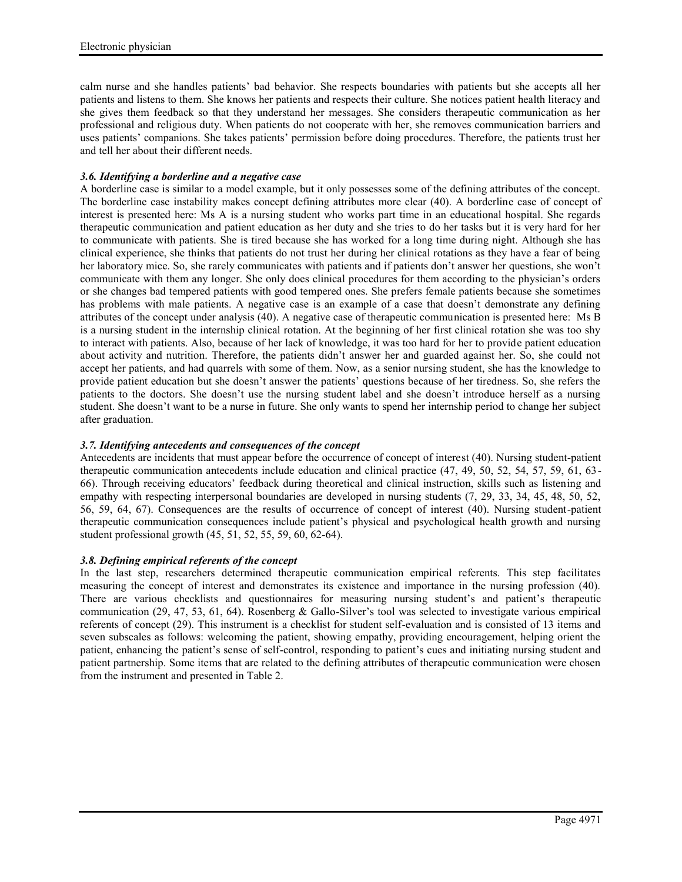calm nurse and she handles patients' bad behavior. She respects boundaries with patients but she accepts all her patients and listens to them. She knows her patients and respects their culture. She notices patient health literacy and she gives them feedback so that they understand her messages. She considers therapeutic communication as her professional and religious duty. When patients do not cooperate with her, she removes communication barriers and uses patients' companions. She takes patients' permission before doing procedures. Therefore, the patients trust her and tell her about their different needs.

### *3.6. Identifying a borderline and a negative case*

A borderline case is similar to a model example, but it only possesses some of the defining attributes of the concept. The borderline case instability makes concept defining attributes more clear (40). A borderline case of concept of interest is presented here: Ms A is a nursing student who works part time in an educational hospital. She regards therapeutic communication and patient education as her duty and she tries to do her tasks but it is very hard for her to communicate with patients. She is tired because she has worked for a long time during night. Although she has clinical experience, she thinks that patients do not trust her during her clinical rotations as they have a fear of being her laboratory mice. So, she rarely communicates with patients and if patients don't answer her questions, she won't communicate with them any longer. She only does clinical procedures for them according to the physician's orders or she changes bad tempered patients with good tempered ones. She prefers female patients because she sometimes has problems with male patients. A negative case is an example of a case that doesn't demonstrate any defining attributes of the concept under analysis (40). A negative case of therapeutic communication is presented here: Ms B is a nursing student in the internship clinical rotation. At the beginning of her first clinical rotation she was too shy to interact with patients. Also, because of her lack of knowledge, it was too hard for her to provide patient education about activity and nutrition. Therefore, the patients didn't answer her and guarded against her. So, she could not accept her patients, and had quarrels with some of them. Now, as a senior nursing student, she has the knowledge to provide patient education but she doesn't answer the patients' questions because of her tiredness. So, she refers the patients to the doctors. She doesn't use the nursing student label and she doesn't introduce herself as a nursing student. She doesn't want to be a nurse in future. She only wants to spend her internship period to change her subject after graduation.

### *3.7. Identifying antecedents and consequences of the concept*

Antecedents are incidents that must appear before the occurrence of concept of interest (40). Nursing student-patient therapeutic communication antecedents include education and clinical practice (47, 49, 50, 52, 54, 57, 59, 61, 63-66). Through receiving educators' feedback during theoretical and clinical instruction, skills such as listening and empathy with respecting interpersonal boundaries are developed in nursing students (7, 29, 33, 34, 45, 48, 50, 52, 56, 59, 64, 67). Consequences are the results of occurrence of concept of interest (40). Nursing student-patient therapeutic communication consequences include patient's physical and psychological health growth and nursing student professional growth (45, 51, 52, 55, 59, 60, 62-64).

### *3.8. Defining empirical referents of the concept*

In the last step, researchers determined therapeutic communication empirical referents. This step facilitates measuring the concept of interest and demonstrates its existence and importance in the nursing profession (40). There are various checklists and questionnaires for measuring nursing student's and patient's therapeutic communication (29, 47, 53, 61, 64). Rosenberg & Gallo-Silver's tool was selected to investigate various empirical referents of concept (29). This instrument is a checklist for student self-evaluation and is consisted of 13 items and seven subscales as follows: welcoming the patient, showing empathy, providing encouragement, helping orient the patient, enhancing the patient's sense of self-control, responding to patient's cues and initiating nursing student and patient partnership. Some items that are related to the defining attributes of therapeutic communication were chosen from the instrument and presented in Table 2.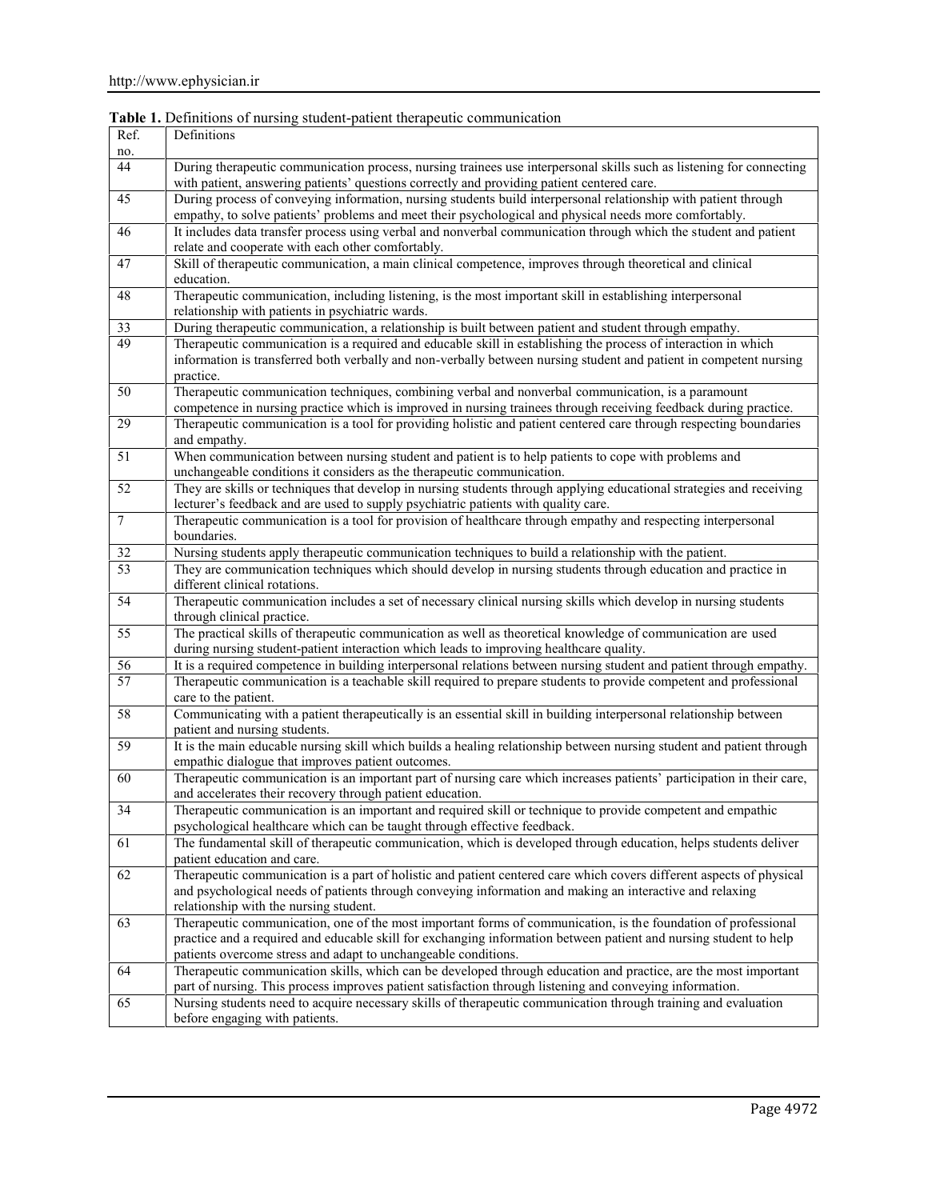**Table 1.** Definitions of nursing student-patient therapeutic communication

| Ref. no. | Definitions |
|---|---|
| 44 | During therapeutic communication process, nursing trainees use interpersonal skills such as listening for connecting with patient, answering patients' questions correctly and providing patient centered care. |
| 45 | During process of conveying information, nursing students build interpersonal relationship with patient through empathy, to solve patients' problems and meet their psychological and physical needs more comfortably. |
| 46 | It includes data transfer process using verbal and nonverbal communication through which the student and patient relate and cooperate with each other comfortably. |
| 47 | Skill of therapeutic communication, a main clinical competence, improves through theoretical and clinical education. |
| 48 | Therapeutic communication, including listening, is the most important skill in establishing interpersonal relationship with patients in psychiatric wards. |
| 33 | During therapeutic communication, a relationship is built between patient and student through empathy. |
| 49 | Therapeutic communication is a required and educable skill in establishing the process of interaction in which information is transferred both verbally and non-verbally between nursing student and patient in competent nursing practice. |
| 50 | Therapeutic communication techniques, combining verbal and nonverbal communication, is a paramount competence in nursing practice which is improved in nursing trainees through receiving feedback during practice. |
| 29 | Therapeutic communication is a tool for providing holistic and patient centered care through respecting boundaries and empathy. |
| 51 | When communication between nursing student and patient is to help patients to cope with problems and unchangeable conditions it considers as the therapeutic communication. |
| 52 | They are skills or techniques that develop in nursing students through applying educational strategies and receiving lecturer's feedback and are used to supply psychiatric patients with quality care. |
| 7 | Therapeutic communication is a tool for provision of healthcare through empathy and respecting interpersonal boundaries. |
| 32 | Nursing students apply therapeutic communication techniques to build a relationship with the patient. |
| 53 | They are communication techniques which should develop in nursing students through education and practice in different clinical rotations. |
| 54 | Therapeutic communication includes a set of necessary clinical nursing skills which develop in nursing students through clinical practice. |
| 55 | The practical skills of therapeutic communication as well as theoretical knowledge of communication are used during nursing student-patient interaction which leads to improving healthcare quality. |
| 56 | It is a required competence in building interpersonal relations between nursing student and patient through empathy. |
| 57 | Therapeutic communication is a teachable skill required to prepare students to provide competent and professional care to the patient. |
| 58 | Communicating with a patient therapeutically is an essential skill in building interpersonal relationship between patient and nursing students. |
| 59 | It is the main educable nursing skill which builds a healing relationship between nursing student and patient through empathic dialogue that improves patient outcomes. |
| 60 | Therapeutic communication is an important part of nursing care which increases patients' participation in their care, and accelerates their recovery through patient education. |
| 34 | Therapeutic communication is an important and required skill or technique to provide competent and empathic psychological healthcare which can be taught through effective feedback. |
| 61 | The fundamental skill of therapeutic communication, which is developed through education, helps students deliver patient education and care. |
| 62 | Therapeutic communication is a part of holistic and patient centered care which covers different aspects of physical and psychological needs of patients through conveying information and making an interactive and relaxing relationship with the nursing student. |
| 63 | Therapeutic communication, one of the most important forms of communication, is the foundation of professional practice and a required and educable skill for exchanging information between patient and nursing student to help patients overcome stress and adapt to unchangeable conditions. |
| 64 | Therapeutic communication skills, which can be developed through education and practice, are the most important part of nursing. This process improves patient satisfaction through listening and conveying information. |
| 65 | Nursing students need to acquire necessary skills of therapeutic communication through training and evaluation before engaging with patients. |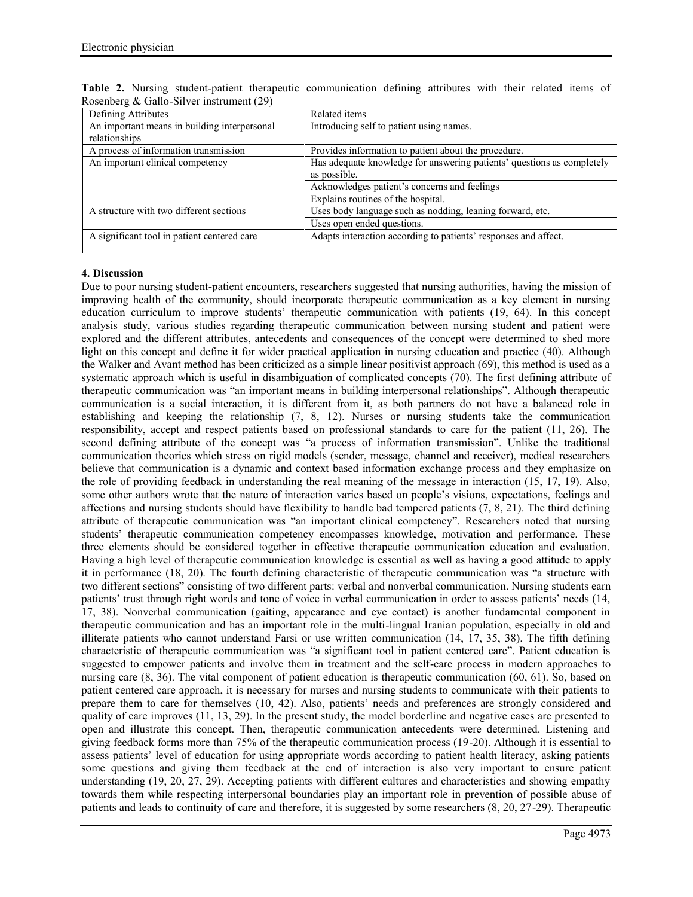**Table 2.** Nursing student-patient therapeutic communication defining attributes with their related items of Rosenberg & Gallo-Silver instrument (29)

| Defining Attributes | Related items |
|---|---|
| An important means in building interpersonal relationships | Introducing self to patient using names. |
| A process of information transmission | Provides information to patient about the procedure. |
| An important clinical competency | Has adequate knowledge for answering patients' questions as completely as possible. |
| | Acknowledges patient's concerns and feelings |
| | Explains routines of the hospital. |
| A structure with two different sections | Uses body language such as nodding, leaning forward, etc. |
| | Uses open ended questions. |
| A significant tool in patient centered care | Adapts interaction according to patients' responses and affect. |

## 4. Discussion

Due to poor nursing student-patient encounters, researchers suggested that nursing authorities, having the mission of improving health of the community, should incorporate therapeutic communication as a key element in nursing education curriculum to improve students' therapeutic communication with patients (19, 64). In this concept analysis study, various studies regarding therapeutic communication between nursing student and patient were explored and the different attributes, antecedents and consequences of the concept were determined to shed more light on this concept and define it for wider practical application in nursing education and practice (40). Although the Walker and Avant method has been criticized as a simple linear positivist approach (69), this method is used as a systematic approach which is useful in disambiguation of complicated concepts (70). The first defining attribute of therapeutic communication was "an important means in building interpersonal relationships". Although therapeutic communication is a social interaction, it is different from it, as both partners do not have a balanced role in establishing and keeping the relationship (7, 8, 12). Nurses or nursing students take the communication responsibility, accept and respect patients based on professional standards to care for the patient (11, 26). The second defining attribute of the concept was "a process of information transmission". Unlike the traditional communication theories which stress on rigid models (sender, message, channel and receiver), medical researchers believe that communication is a dynamic and context based information exchange process and they emphasize on the role of providing feedback in understanding the real meaning of the message in interaction (15, 17, 19). Also, some other authors wrote that the nature of interaction varies based on people's visions, expectations, feelings and affections and nursing students should have flexibility to handle bad tempered patients (7, 8, 21). The third defining attribute of therapeutic communication was "an important clinical competency". Researchers noted that nursing students' therapeutic communication competency encompasses knowledge, motivation and performance. These three elements should be considered together in effective therapeutic communication education and evaluation. Having a high level of therapeutic communication knowledge is essential as well as having a good attitude to apply it in performance (18, 20). The fourth defining characteristic of therapeutic communication was "a structure with two different sections" consisting of two different parts: verbal and nonverbal communication. Nursing students earn patients' trust through right words and tone of voice in verbal communication in order to assess patients' needs (14, 17, 38). Nonverbal communication (gaiting, appearance and eye contact) is another fundamental component in therapeutic communication and has an important role in the multi-lingual Iranian population, especially in old and illiterate patients who cannot understand Farsi or use written communication (14, 17, 35, 38). The fifth defining characteristic of therapeutic communication was "a significant tool in patient centered care". Patient education is suggested to empower patients and involve them in treatment and the self-care process in modern approaches to nursing care (8, 36). The vital component of patient education is therapeutic communication (60, 61). So, based on patient centered care approach, it is necessary for nurses and nursing students to communicate with their patients to prepare them to care for themselves (10, 42). Also, patients' needs and preferences are strongly considered and quality of care improves (11, 13, 29). In the present study, the model borderline and negative cases are presented to open and illustrate this concept. Then, therapeutic communication antecedents were determined. Listening and giving feedback forms more than 75% of the therapeutic communication process (19-20). Although it is essential to assess patients' level of education for using appropriate words according to patient health literacy, asking patients some questions and giving them feedback at the end of interaction is also very important to ensure patient understanding (19, 20, 27, 29). Accepting patients with different cultures and characteristics and showing empathy towards them while respecting interpersonal boundaries play an important role in prevention of possible abuse of patients and leads to continuity of care and therefore, it is suggested by some researchers (8, 20, 27-29). Therapeutic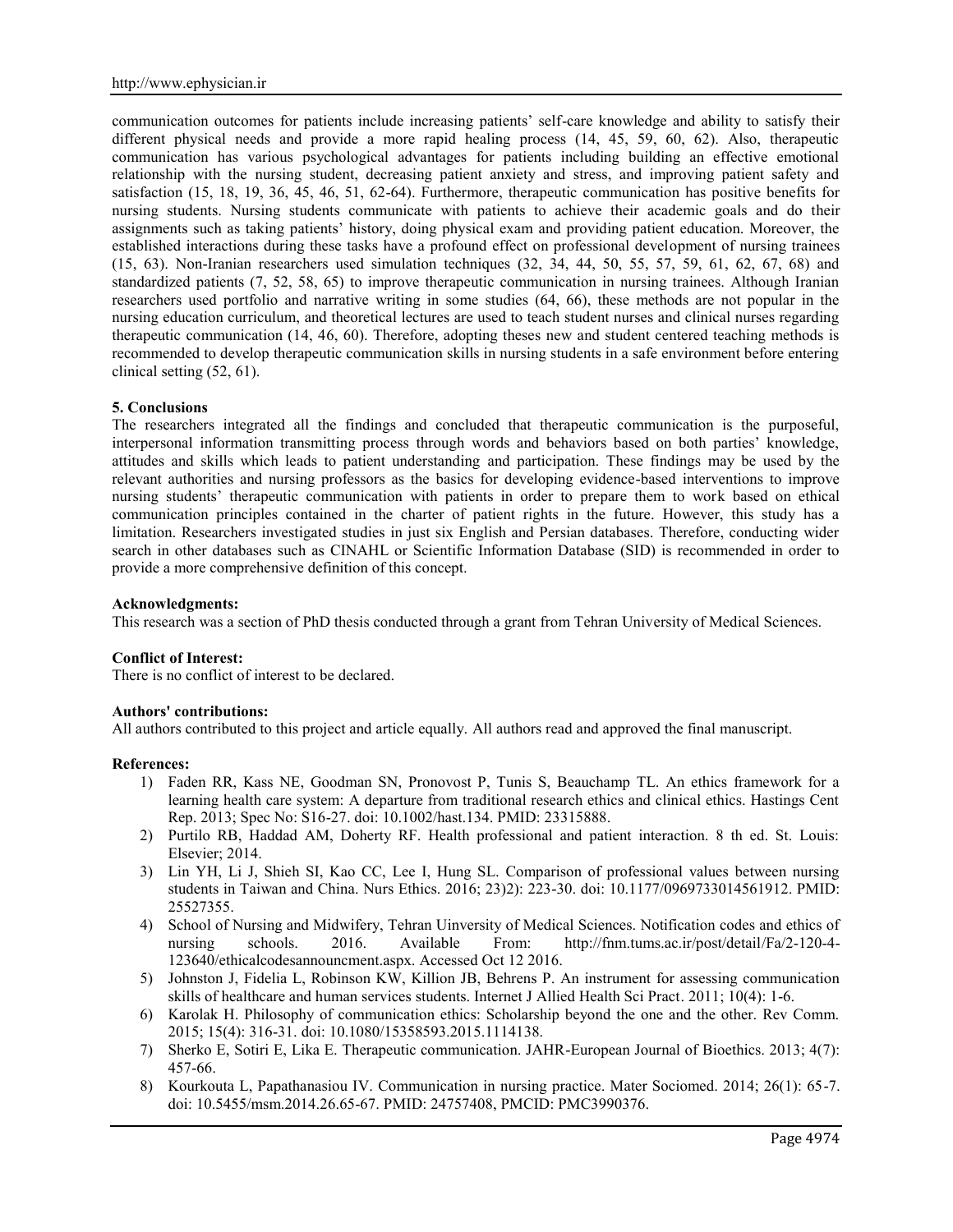communication outcomes for patients include increasing patients' self-care knowledge and ability to satisfy their different physical needs and provide a more rapid healing process (14, 45, 59, 60, 62). Also, therapeutic communication has various psychological advantages for patients including building an effective emotional relationship with the nursing student, decreasing patient anxiety and stress, and improving patient safety and satisfaction (15, 18, 19, 36, 45, 46, 51, 62-64). Furthermore, therapeutic communication has positive benefits for nursing students. Nursing students communicate with patients to achieve their academic goals and do their assignments such as taking patients' history, doing physical exam and providing patient education. Moreover, the established interactions during these tasks have a profound effect on professional development of nursing trainees (15, 63). Non-Iranian researchers used simulation techniques (32, 34, 44, 50, 55, 57, 59, 61, 62, 67, 68) and standardized patients (7, 52, 58, 65) to improve therapeutic communication in nursing trainees. Although Iranian researchers used portfolio and narrative writing in some studies (64, 66), these methods are not popular in the nursing education curriculum, and theoretical lectures are used to teach student nurses and clinical nurses regarding therapeutic communication (14, 46, 60). Therefore, adopting theses new and student centered teaching methods is recommended to develop therapeutic communication skills in nursing students in a safe environment before entering clinical setting (52, 61).

## 5. Conclusions

The researchers integrated all the findings and concluded that therapeutic communication is the purposeful, interpersonal information transmitting process through words and behaviors based on both parties' knowledge, attitudes and skills which leads to patient understanding and participation. These findings may be used by the relevant authorities and nursing professors as the basics for developing evidence-based interventions to improve nursing students' therapeutic communication with patients in order to prepare them to work based on ethical communication principles contained in the charter of patient rights in the future. However, this study has a limitation. Researchers investigated studies in just six English and Persian databases. Therefore, conducting wider search in other databases such as CINAHL or Scientific Information Database (SID) is recommended in order to provide a more comprehensive definition of this concept.

**Acknowledgments:**

This research was a section of PhD thesis conducted through a grant from Tehran University of Medical Sciences.

**Conflict of Interest:**

There is no conflict of interest to be declared.

**Authors' contributions:**

All authors contributed to this project and article equally. All authors read and approved the final manuscript.

**References:**

1) Faden RR, Kass NE, Goodman SN, Pronovost P, Tunis S, Beauchamp TL. An ethics framework for a learning health care system: A departure from traditional research ethics and clinical ethics. Hastings Cent Rep. 2013; Spec No: S16-27. doi: 10.1002/hast.134. PMID: 23315888.
2) Purtilo RB, Haddad AM, Doherty RF. Health professional and patient interaction. 8 th ed. St. Louis: Elsevier; 2014.
3) Lin YH, Li J, Shieh SI, Kao CC, Lee I, Hung SL. Comparison of professional values between nursing students in Taiwan and China. Nurs Ethics. 2016; 23)2): 223-30. doi: 10.1177/0969733014561912. PMID: 25527355.
4) School of Nursing and Midwifery, Tehran Uinversity of Medical Sciences. Notification codes and ethics of nursing schools. 2016. Available From: http://fnm.tums.ac.ir/post/detail/Fa/2-120-4-123640/ethicalcodesannouncment.aspx. Accessed Oct 12 2016.
5) Johnston J, Fidelia L, Robinson KW, Killion JB, Behrens P. An instrument for assessing communication skills of healthcare and human services students. Internet J Allied Health Sci Pract. 2011; 10(4): 1-6.
6) Karolak H. Philosophy of communication ethics: Scholarship beyond the one and the other. Rev Comm. 2015; 15(4): 316-31. doi: 10.1080/15358593.2015.1114138.
7) Sherko E, Sotiri E, Lika E. Therapeutic communication. JAHR-European Journal of Bioethics. 2013; 4(7): 457-66.
8) Kourkouta L, Papathanasiou IV. Communication in nursing practice. Mater Sociomed. 2014; 26(1): 65-7. doi: 10.5455/msm.2014.26.65-67. PMID: 24757408, PMCID: PMC3990376.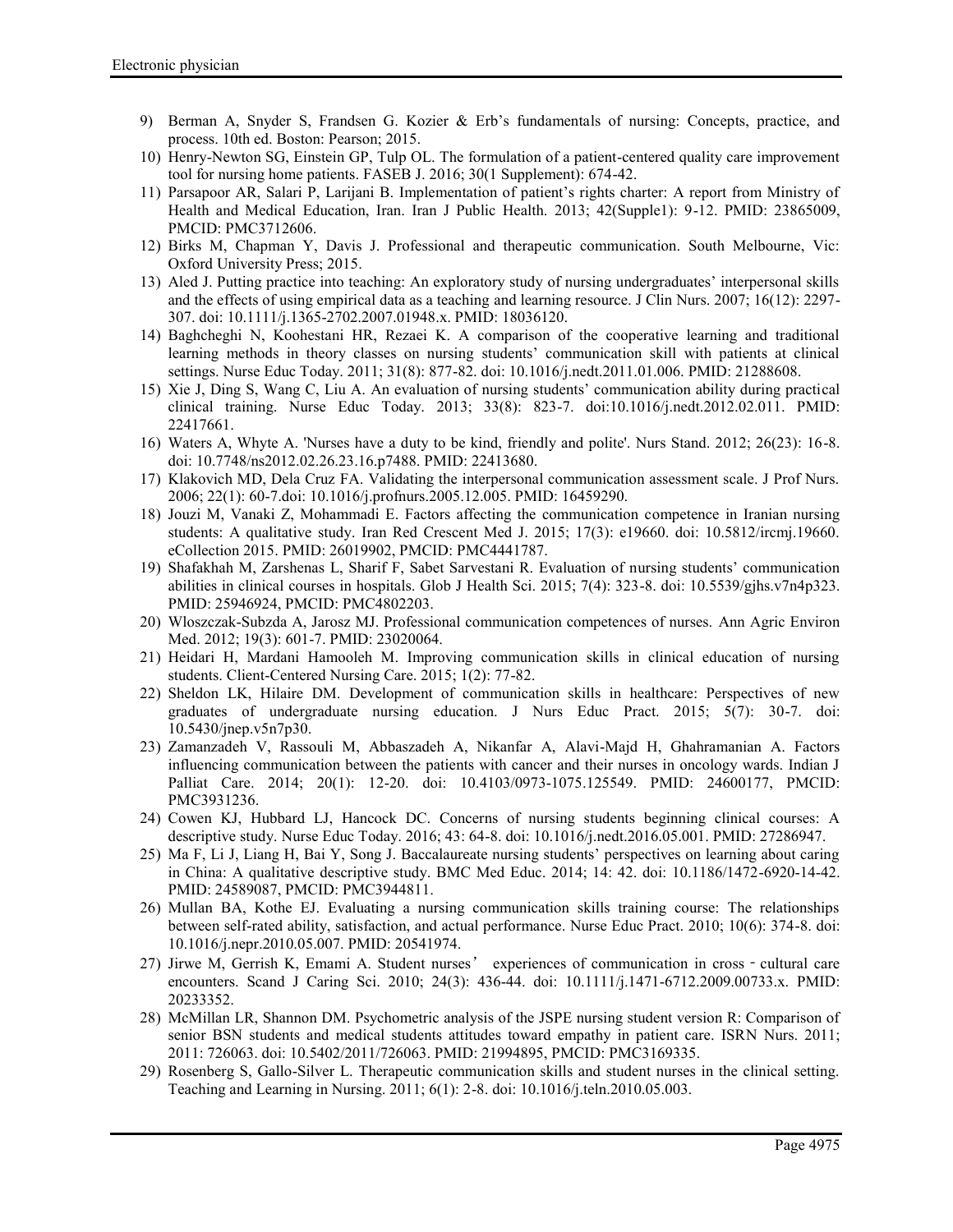9) Berman A, Snyder S, Frandsen G. Kozier & Erb's fundamentals of nursing: Concepts, practice, and process. 10th ed. Boston: Pearson; 2015.
10) Henry-Newton SG, Einstein GP, Tulp OL. The formulation of a patient-centered quality care improvement tool for nursing home patients. FASEB J. 2016; 30(1 Supplement): 674-42.
11) Parsapoor AR, Salari P, Larijani B. Implementation of patient's rights charter: A report from Ministry of Health and Medical Education, Iran. Iran J Public Health. 2013; 42(Supple1): 9-12. PMID: 23865009, PMCID: PMC3712606.
12) Birks M, Chapman Y, Davis J. Professional and therapeutic communication. South Melbourne, Vic: Oxford University Press; 2015.
13) Aled J. Putting practice into teaching: An exploratory study of nursing undergraduates' interpersonal skills and the effects of using empirical data as a teaching and learning resource. J Clin Nurs. 2007; 16(12): 2297-307. doi: 10.1111/j.1365-2702.2007.01948.x. PMID: 18036120.
14) Baghcheghi N, Koohestani HR, Rezaei K. A comparison of the cooperative learning and traditional learning methods in theory classes on nursing students' communication skill with patients at clinical settings. Nurse Educ Today. 2011; 31(8): 877-82. doi: 10.1016/j.nedt.2011.01.006. PMID: 21288608.
15) Xie J, Ding S, Wang C, Liu A. An evaluation of nursing students' communication ability during practical clinical training. Nurse Educ Today. 2013; 33(8): 823-7. doi:10.1016/j.nedt.2012.02.011. PMID: 22417661.
16) Waters A, Whyte A. 'Nurses have a duty to be kind, friendly and polite'. Nurs Stand. 2012; 26(23): 16-8. doi: 10.7748/ns2012.02.26.23.16.p7488. PMID: 22413680.
17) Klakovich MD, Dela Cruz FA. Validating the interpersonal communication assessment scale. J Prof Nurs. 2006; 22(1): 60-7.doi: 10.1016/j.profnurs.2005.12.005. PMID: 16459290.
18) Jouzi M, Vanaki Z, Mohammadi E. Factors affecting the communication competence in Iranian nursing students: A qualitative study. Iran Red Crescent Med J. 2015; 17(3): e19660. doi: 10.5812/ircmj.19660. eCollection 2015. PMID: 26019902, PMCID: PMC4441787.
19) Shafakhah M, Zarshenas L, Sharif F, Sabet Sarvestani R. Evaluation of nursing students' communication abilities in clinical courses in hospitals. Glob J Health Sci. 2015; 7(4): 323-8. doi: 10.5539/gjhs.v7n4p323. PMID: 25946924, PMCID: PMC4802203.
20) Wloszczak-Subzda A, Jarosz MJ. Professional communication competences of nurses. Ann Agric Environ Med. 2012; 19(3): 601-7. PMID: 23020064.
21) Heidari H, Mardani Hamooleh M. Improving communication skills in clinical education of nursing students. Client-Centered Nursing Care. 2015; 1(2): 77-82.
22) Sheldon LK, Hilaire DM. Development of communication skills in healthcare: Perspectives of new graduates of undergraduate nursing education. J Nurs Educ Pract. 2015; 5(7): 30-7. doi: 10.5430/jnep.v5n7p30.
23) Zamanzadeh V, Rassouli M, Abbaszadeh A, Nikanfar A, Alavi-Majd H, Ghahramanian A. Factors influencing communication between the patients with cancer and their nurses in oncology wards. Indian J Palliat Care. 2014; 20(1): 12-20. doi: 10.4103/0973-1075.125549. PMID: 24600177, PMCID: PMC3931236.
24) Cowen KJ, Hubbard LJ, Hancock DC. Concerns of nursing students beginning clinical courses: A descriptive study. Nurse Educ Today. 2016; 43: 64-8. doi: 10.1016/j.nedt.2016.05.001. PMID: 27286947.
25) Ma F, Li J, Liang H, Bai Y, Song J. Baccalaureate nursing students' perspectives on learning about caring in China: A qualitative descriptive study. BMC Med Educ. 2014; 14: 42. doi: 10.1186/1472-6920-14-42. PMID: 24589087, PMCID: PMC3944811.
26) Mullan BA, Kothe EJ. Evaluating a nursing communication skills training course: The relationships between self-rated ability, satisfaction, and actual performance. Nurse Educ Pract. 2010; 10(6): 374-8. doi: 10.1016/j.nepr.2010.05.007. PMID: 20541974.
27) Jirwe M, Gerrish K, Emami A. Student nurses' experiences of communication in cross-cultural care encounters. Scand J Caring Sci. 2010; 24(3): 436-44. doi: 10.1111/j.1471-6712.2009.00733.x. PMID: 20233352.
28) McMillan LR, Shannon DM. Psychometric analysis of the JSPE nursing student version R: Comparison of senior BSN students and medical students attitudes toward empathy in patient care. ISRN Nurs. 2011; 2011: 726063. doi: 10.5402/2011/726063. PMID: 21994895, PMCID: PMC3169335.
29) Rosenberg S, Gallo-Silver L. Therapeutic communication skills and student nurses in the clinical setting. Teaching and Learning in Nursing. 2011; 6(1): 2-8. doi: 10.1016/j.teln.2010.05.003.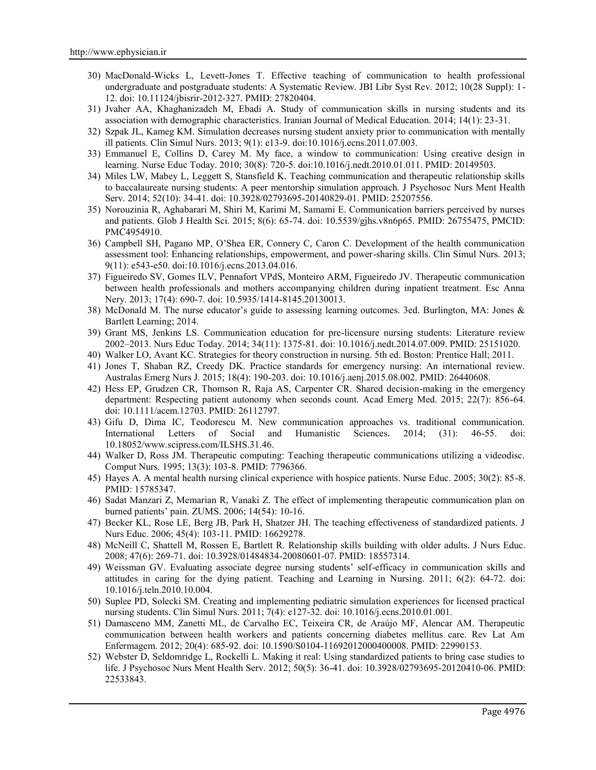30) MacDonald-Wicks L, Levett-Jones T. Effective teaching of communication to health professional undergraduate and postgraduate students: A Systematic Review. JBI Libr Syst Rev. 2012; 10(28 Suppl): 1-12. doi: 10.11124/jbisrir-2012-327. PMID: 27820404.
31) Jvaher AA, Khaghanizadeh M, Ebadi A. Study of communication skills in nursing students and its association with demographic characteristics. Iranian Journal of Medical Education. 2014; 14(1): 23-31.
32) Szpak JL, Kameg KM. Simulation decreases nursing student anxiety prior to communication with mentally ill patients. Clin Simul Nurs. 2013; 9(1): e13-9. doi:10.1016/j.ecns.2011.07.003.
33) Emmanuel E, Collins D, Carey M. My face, a window to communication: Using creative design in learning. Nurse Educ Today. 2010; 30(8): 720-5. doi:10.1016/j.nedt.2010.01.011. PMID: 20149503.
34) Miles LW, Mabey L, Leggett S, Stansfield K. Teaching communication and therapeutic relationship skills to baccalaureate nursing students: A peer mentorship simulation approach. J Psychosoc Nurs Ment Health Serv. 2014; 52(10): 34-41. doi: 10.3928/02793695-20140829-01. PMID: 25207556.
35) Norouzinia R, Aghabarari M, Shiri M, Karimi M, Samami E. Communication barriers perceived by nurses and patients. Glob J Health Sci. 2015; 8(6): 65-74. doi: 10.5539/gjhs.v8n6p65. PMID: 26755475, PMCID: PMC4954910.
36) Campbell SH, Pagano MP, O'Shea ER, Connery C, Caron C. Development of the health communication assessment tool: Enhancing relationships, empowerment, and power-sharing skills. Clin Simul Nurs. 2013; 9(11): e543-e50. doi:10.1016/j.ecns.2013.04.016.
37) Figueiredo SV, Gomes ILV, Pennafort VPdS, Monteiro ARM, Figueiredo JV. Therapeutic communication between health professionals and mothers accompanying children during inpatient treatment. Esc Anna Nery. 2013; 17(4): 690-7. doi: 10.5935/1414-8145.20130013.
38) McDonald M. The nurse educator's guide to assessing learning outcomes. 3ed. Burlington, MA: Jones & Bartlett Learning; 2014.
39) Grant MS, Jenkins LS. Communication education for pre-licensure nursing students: Literature review 2002–2013. Nurs Educ Today. 2014; 34(11): 1375-81. doi: 10.1016/j.nedt.2014.07.009. PMID: 25151020.
40) Walker LO, Avant KC. Strategies for theory construction in nursing. 5th ed. Boston: Prentice Hall; 2011.
41) Jones T, Shaban RZ, Creedy DK. Practice standards for emergency nursing: An international review. Australas Emerg Nurs J. 2015; 18(4): 190-203. doi: 10.1016/j.aenj.2015.08.002. PMID: 26440608.
42) Hess EP, Grudzen CR, Thomson R, Raja AS, Carpenter CR. Shared decision-making in the emergency department: Respecting patient autonomy when seconds count. Acad Emerg Med. 2015; 22(7): 856-64. doi: 10.1111/acem.12703. PMID: 26112797.
43) Gifu D, Dima IC, Teodorescu M. New communication approaches vs. traditional communication. International Letters of Social and Humanistic Sciences. 2014; (31): 46-55. doi: 10.18052/www.scipress.com/ILSHS.31.46.
44) Walker D, Ross JM. Therapeutic computing: Teaching therapeutic communications utilizing a videodisc. Comput Nurs. 1995; 13(3): 103-8. PMID: 7796366.
45) Hayes A. A mental health nursing clinical experience with hospice patients. Nurse Educ. 2005; 30(2): 85-8. PMID: 15785347.
46) Sadat Manzari Z, Memarian R, Vanaki Z. The effect of implementing therapeutic communication plan on burned patients' pain. ZUMS. 2006; 14(54): 10-16.
47) Becker KL, Rose LE, Berg JB, Park H, Shatzer JH. The teaching effectiveness of standardized patients. J Nurs Educ. 2006; 45(4): 103-11. PMID: 16629278.
48) McNeill C, Shattell M, Rossen E, Bartlett R. Relationship skills building with older adults. J Nurs Educ. 2008; 47(6): 269-71. doi: 10.3928/01484834-20080601-07. PMID: 18557314.
49) Weissman GV. Evaluating associate degree nursing students' self-efficacy in communication skills and attitudes in caring for the dying patient. Teaching and Learning in Nursing. 2011; 6(2): 64-72. doi: 10.1016/j.teln.2010.10.004.
50) Suplee PD, Solecki SM. Creating and implementing pediatric simulation experiences for licensed practical nursing students. Clin Simul Nurs. 2011; 7(4): e127-32. doi: 10.1016/j.ecns.2010.01.001.
51) Damasceno MM, Zanetti ML, de Carvalho EC, Teixeira CR, de Araújo MF, Alencar AM. Therapeutic communication between health workers and patients concerning diabetes mellitus care. Rev Lat Am Enfermagem. 2012; 20(4): 685-92. doi: 10.1590/S0104-11692012000400008. PMID: 22990153.
52) Webster D, Seldomridge L, Rockelli L. Making it real: Using standardized patients to bring case studies to life. J Psychosoc Nurs Ment Health Serv. 2012; 50(5): 36-41. doi: 10.3928/02793695-20120410-06. PMID: 22533843.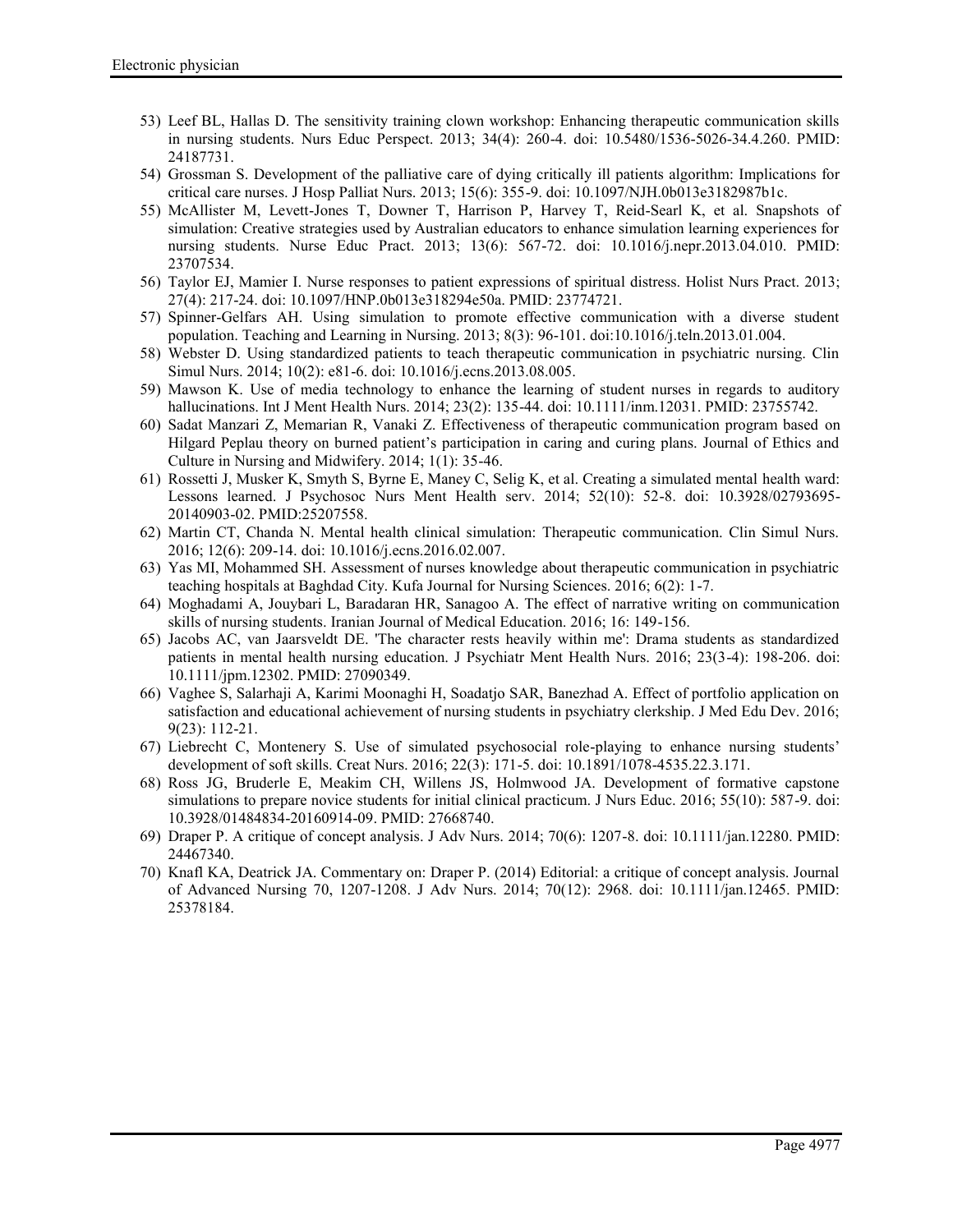53) Leef BL, Hallas D. The sensitivity training clown workshop: Enhancing therapeutic communication skills in nursing students. Nurs Educ Perspect. 2013; 34(4): 260-4. doi: 10.5480/1536-5026-34.4.260. PMID: 24187731.
54) Grossman S. Development of the palliative care of dying critically ill patients algorithm: Implications for critical care nurses. J Hosp Palliat Nurs. 2013; 15(6): 355-9. doi: 10.1097/NJH.0b013e3182987b1c.
55) McAllister M, Levett-Jones T, Downer T, Harrison P, Harvey T, Reid-Searl K, et al. Snapshots of simulation: Creative strategies used by Australian educators to enhance simulation learning experiences for nursing students. Nurse Educ Pract. 2013; 13(6): 567-72. doi: 10.1016/j.nepr.2013.04.010. PMID: 23707534.
56) Taylor EJ, Mamier I. Nurse responses to patient expressions of spiritual distress. Holist Nurs Pract. 2013; 27(4): 217-24. doi: 10.1097/HNP.0b013e318294e50a. PMID: 23774721.
57) Spinner-Gelfars AH. Using simulation to promote effective communication with a diverse student population. Teaching and Learning in Nursing. 2013; 8(3): 96-101. doi:10.1016/j.teln.2013.01.004.
58) Webster D. Using standardized patients to teach therapeutic communication in psychiatric nursing. Clin Simul Nurs. 2014; 10(2): e81-6. doi: 10.1016/j.ecns.2013.08.005.
59) Mawson K. Use of media technology to enhance the learning of student nurses in regards to auditory hallucinations. Int J Ment Health Nurs. 2014; 23(2): 135-44. doi: 10.1111/inm.12031. PMID: 23755742.
60) Sadat Manzari Z, Memarian R, Vanaki Z. Effectiveness of therapeutic communication program based on Hilgard Peplau theory on burned patient's participation in caring and curing plans. Journal of Ethics and Culture in Nursing and Midwifery. 2014; 1(1): 35-46.
61) Rossetti J, Musker K, Smyth S, Byrne E, Maney C, Selig K, et al. Creating a simulated mental health ward: Lessons learned. J Psychosoc Nurs Ment Health serv. 2014; 52(10): 52-8. doi: 10.3928/02793695-20140903-02. PMID:25207558.
62) Martin CT, Chanda N. Mental health clinical simulation: Therapeutic communication. Clin Simul Nurs. 2016; 12(6): 209-14. doi: 10.1016/j.ecns.2016.02.007.
63) Yas MI, Mohammed SH. Assessment of nurses knowledge about therapeutic communication in psychiatric teaching hospitals at Baghdad City. Kufa Journal for Nursing Sciences. 2016; 6(2): 1-7.
64) Moghadami A, Jouybari L, Baradaran HR, Sanagoo A. The effect of narrative writing on communication skills of nursing students. Iranian Journal of Medical Education. 2016; 16: 149-156.
65) Jacobs AC, van Jaarsveldt DE. 'The character rests heavily within me': Drama students as standardized patients in mental health nursing education. J Psychiatr Ment Health Nurs. 2016; 23(3-4): 198-206. doi: 10.1111/jpm.12302. PMID: 27090349.
66) Vaghee S, Salarhaji A, Karimi Moonaghi H, Soadatjo SAR, Banezhad A. Effect of portfolio application on satisfaction and educational achievement of nursing students in psychiatry clerkship. J Med Edu Dev. 2016; 9(23): 112-21.
67) Liebrecht C, Montenery S. Use of simulated psychosocial role-playing to enhance nursing students' development of soft skills. Creat Nurs. 2016; 22(3): 171-5. doi: 10.1891/1078-4535.22.3.171.
68) Ross JG, Bruderle E, Meakim CH, Willens JS, Holmwood JA. Development of formative capstone simulations to prepare novice students for initial clinical practicum. J Nurs Educ. 2016; 55(10): 587-9. doi: 10.3928/01484834-20160914-09. PMID: 27668740.
69) Draper P. A critique of concept analysis. J Adv Nurs. 2014; 70(6): 1207-8. doi: 10.1111/jan.12280. PMID: 24467340.
70) Knafl KA, Deatrick JA. Commentary on: Draper P. (2014) Editorial: a critique of concept analysis. Journal of Advanced Nursing 70, 1207-1208. J Adv Nurs. 2014; 70(12): 2968. doi: 10.1111/jan.12465. PMID: 25378184.